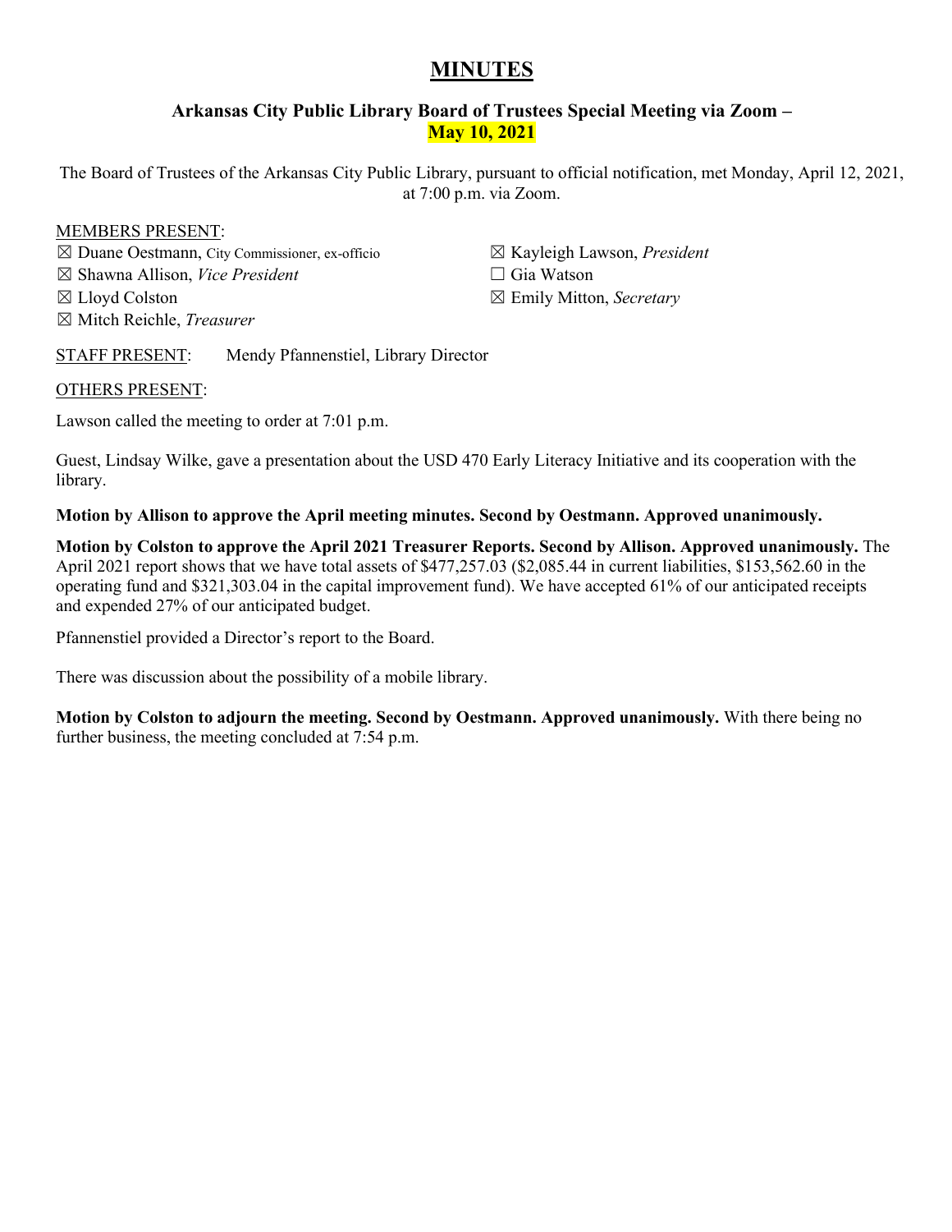# MINUTES

### Arkansas City Public Library Board of Trustees Special Meeting via Zoom – May 10, 2021

The Board of Trustees of the Arkansas City Public Library, pursuant to official notification, met Monday, April 12, 2021, at 7:00 p.m. via Zoom.

MEMBERS PRESENT:

☒ Duane Oestmann, City Commissioner, ex-officio
☒ Shawna Allison, *Vice President*
☒ Lloyd Colston
☒ Mitch Reichle, *Treasurer*
☒ Kayleigh Lawson, *President*
☐ Gia Watson
☒ Emily Mitton, *Secretary*

STAFF PRESENT: Mendy Pfannenstiel, Library Director

OTHERS PRESENT:

Lawson called the meeting to order at 7:01 p.m.

Guest, Lindsay Wilke, gave a presentation about the USD 470 Early Literacy Initiative and its cooperation with the library.

**Motion by Allison to approve the April meeting minutes. Second by Oestmann. Approved unanimously.**

**Motion by Colston to approve the April 2021 Treasurer Reports. Second by Allison. Approved unanimously.** The April 2021 report shows that we have total assets of $477,257.03 ($2,085.44 in current liabilities, $153,562.60 in the operating fund and $321,303.04 in the capital improvement fund). We have accepted 61% of our anticipated receipts and expended 27% of our anticipated budget.

Pfannenstiel provided a Director's report to the Board.

There was discussion about the possibility of a mobile library.

**Motion by Colston to adjourn the meeting. Second by Oestmann. Approved unanimously.** With there being no further business, the meeting concluded at 7:54 p.m.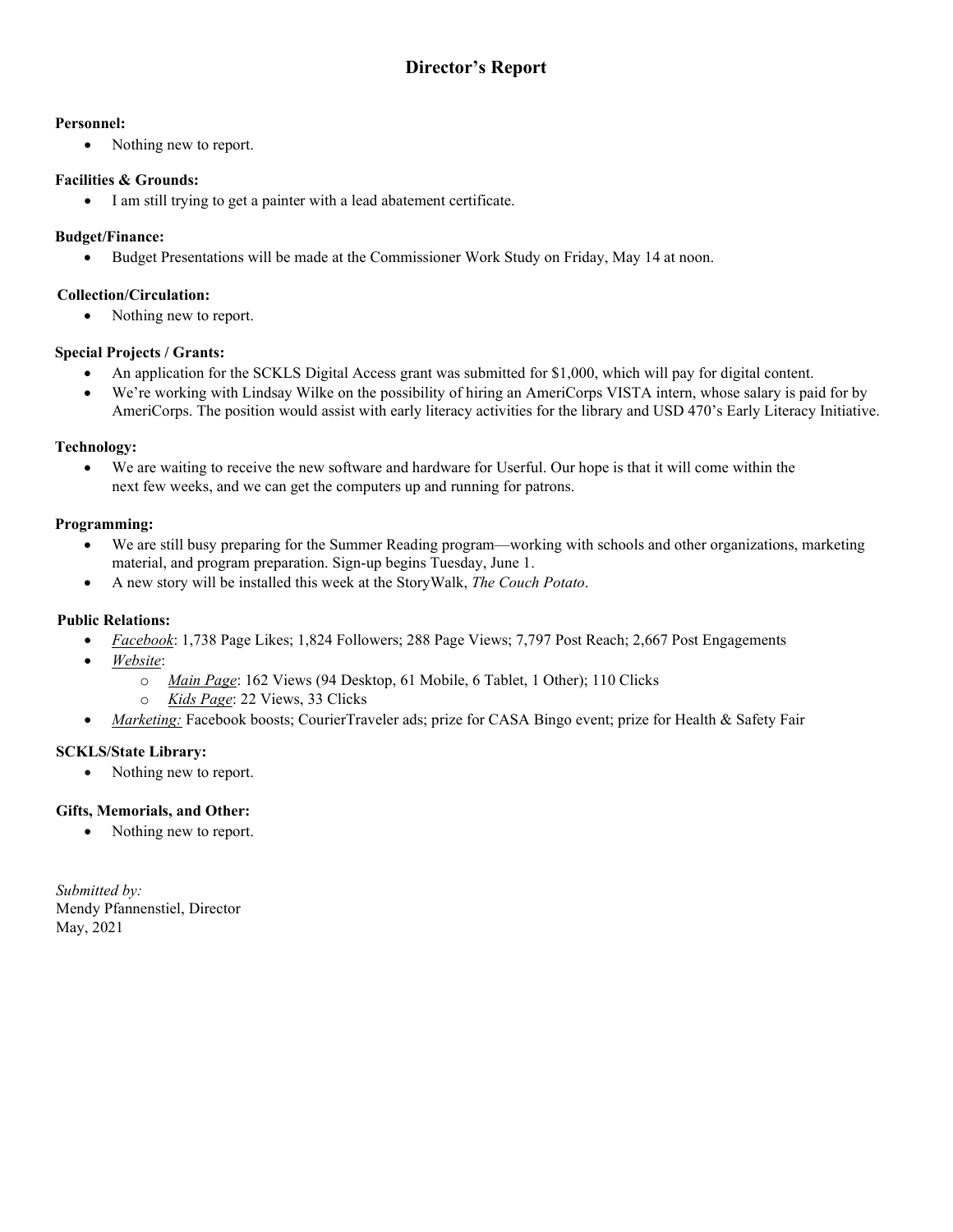# Director's Report

**Personnel:**

- Nothing new to report.

**Facilities & Grounds:**

- I am still trying to get a painter with a lead abatement certificate.

**Budget/Finance:**

- Budget Presentations will be made at the Commissioner Work Study on Friday, May 14 at noon.

**Collection/Circulation:**

- Nothing new to report.

**Special Projects / Grants:**

- An application for the SCKLS Digital Access grant was submitted for $1,000, which will pay for digital content.
- We're working with Lindsay Wilke on the possibility of hiring an AmeriCorps VISTA intern, whose salary is paid for by AmeriCorps. The position would assist with early literacy activities for the library and USD 470's Early Literacy Initiative.

**Technology:**

- We are waiting to receive the new software and hardware for Userful. Our hope is that it will come within the next few weeks, and we can get the computers up and running for patrons.

**Programming:**

- We are still busy preparing for the Summer Reading program—working with schools and other organizations, marketing material, and program preparation. Sign-up begins Tuesday, June 1.
- A new story will be installed this week at the StoryWalk, *The Couch Potato*.

**Public Relations:**

- *Facebook*: 1,738 Page Likes; 1,824 Followers; 288 Page Views; 7,797 Post Reach; 2,667 Post Engagements
- *Website*:
  - *Main Page*: 162 Views (94 Desktop, 61 Mobile, 6 Tablet, 1 Other); 110 Clicks
  - *Kids Page*: 22 Views, 33 Clicks
- *Marketing:* Facebook boosts; CourierTraveler ads; prize for CASA Bingo event; prize for Health & Safety Fair

**SCKLS/State Library:**

- Nothing new to report.

**Gifts, Memorials, and Other:**

- Nothing new to report.

*Submitted by:*
Mendy Pfannenstiel, Director
May, 2021